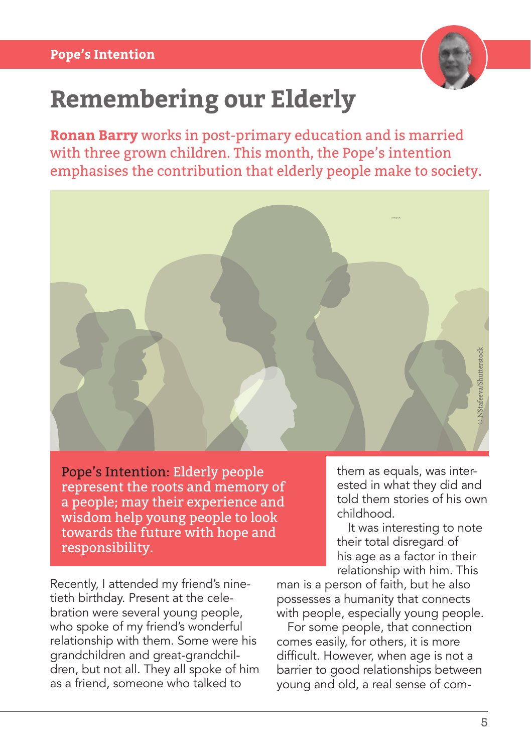# Remembering our Elderly

**Ronan Barry** works in post-primary education and is married with three grown children. This month, the Pope's intention emphasises the contribution that elderly people make to society.

© NStafeeva/Shutterstock

**Pope's Intention:** Elderly people represent the roots and memory of a people; may their experience and wisdom help young people to look towards the future with hope and responsibility.

Recently, I attended my friend's ninetieth birthday. Present at the celebration were several young people, who spoke of my friend's wonderful relationship with them. Some were his grandchildren and great-grandchildren, but not all. They all spoke of him as a friend, someone who talked to them as equals, was interested in what they did and told them stories of his own childhood.

It was interesting to note their total disregard of his age as a factor in their relationship with him. This man is a person of faith, but he also possesses a humanity that connects with people, especially young people.

For some people, that connection comes easily, for others, it is more difficult. However, when age is not a barrier to good relationships between young and old, a real sense of com-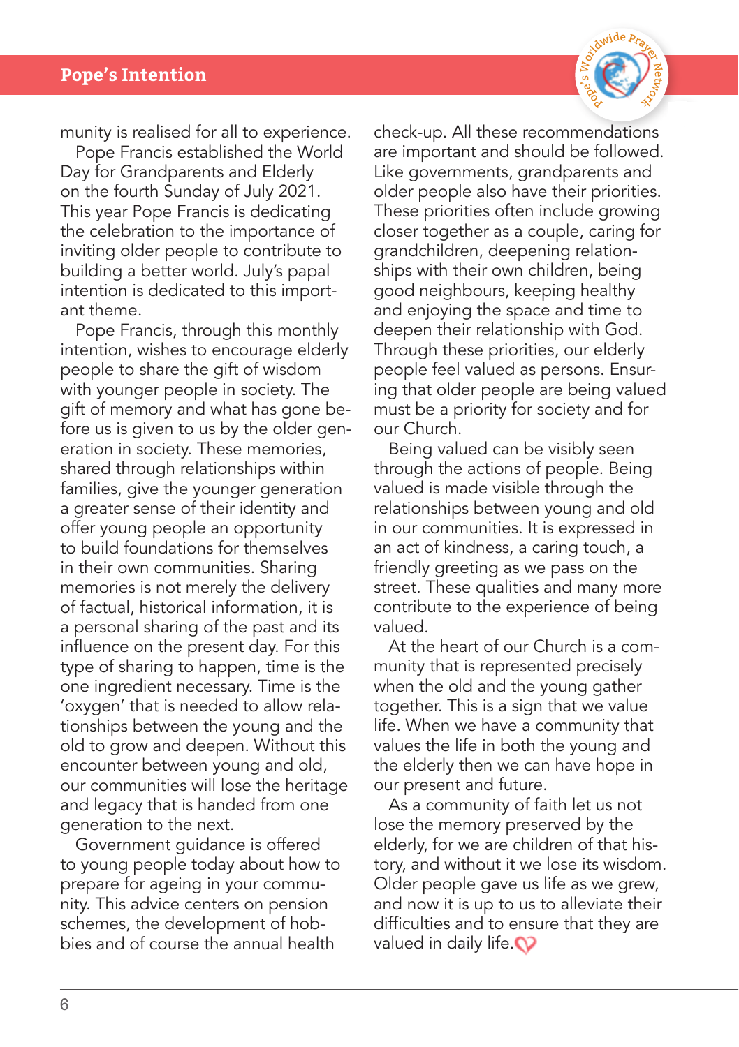munity is realised for all to experience.

Pope Francis established the World Day for Grandparents and Elderly on the fourth Sunday of July 2021. This year Pope Francis is dedicating the celebration to the importance of inviting older people to contribute to building a better world. July's papal intention is dedicated to this important theme.

Pope Francis, through this monthly intention, wishes to encourage elderly people to share the gift of wisdom with younger people in society. The gift of memory and what has gone before us is given to us by the older generation in society. These memories, shared through relationships within families, give the younger generation a greater sense of their identity and offer young people an opportunity to build foundations for themselves in their own communities. Sharing memories is not merely the delivery of factual, historical information, it is a personal sharing of the past and its influence on the present day. For this type of sharing to happen, time is the one ingredient necessary. Time is the 'oxygen' that is needed to allow relationships between the young and the old to grow and deepen. Without this encounter between young and old, our communities will lose the heritage and legacy that is handed from one generation to the next.

Government guidance is offered to young people today about how to prepare for ageing in your community. This advice centers on pension schemes, the development of hobbies and of course the annual health check-up. All these recommendations are important and should be followed. Like governments, grandparents and older people also have their priorities. These priorities often include growing closer together as a couple, caring for grandchildren, deepening relationships with their own children, being good neighbours, keeping healthy and enjoying the space and time to deepen their relationship with God. Through these priorities, our elderly people feel valued as persons. Ensuring that older people are being valued must be a priority for society and for our Church.

Being valued can be visibly seen through the actions of people. Being valued is made visible through the relationships between young and old in our communities. It is expressed in an act of kindness, a caring touch, a friendly greeting as we pass on the street. These qualities and many more contribute to the experience of being valued.

At the heart of our Church is a community that is represented precisely when the old and the young gather together. This is a sign that we value life. When we have a community that values the life in both the young and the elderly then we can have hope in our present and future.

As a community of faith let us not lose the memory preserved by the elderly, for we are children of that history, and without it we lose its wisdom. Older people gave us life as we grew, and now it is up to us to alleviate their difficulties and to ensure that they are valued in daily life.